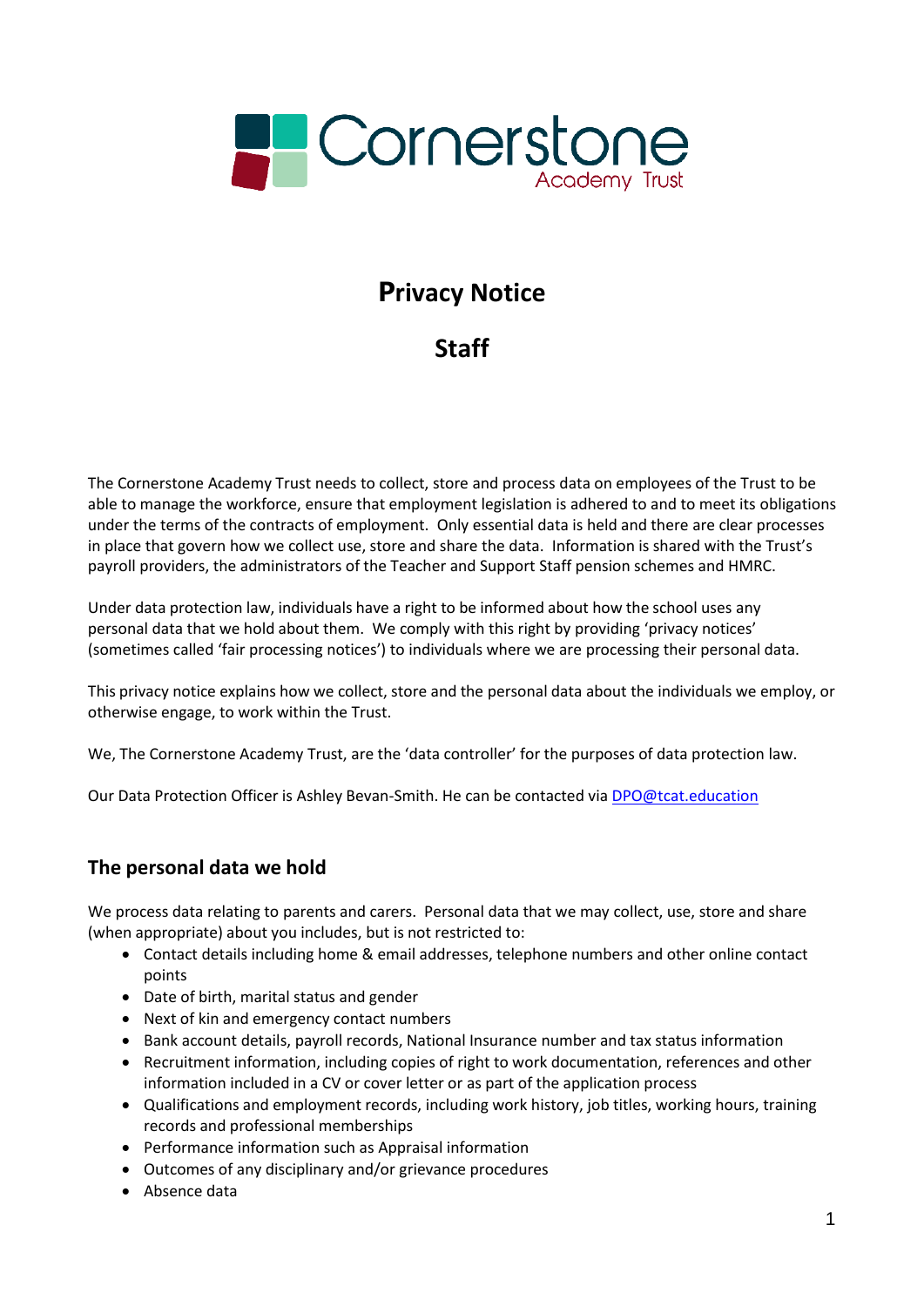Cornerstone Academy Trust

# Privacy Notice

# Staff

The Cornerstone Academy Trust needs to collect, store and process data on employees of the Trust to be able to manage the workforce, ensure that employment legislation is adhered to and to meet its obligations under the terms of the contracts of employment. Only essential data is held and there are clear processes in place that govern how we collect use, store and share the data. Information is shared with the Trust's payroll providers, the administrators of the Teacher and Support Staff pension schemes and HMRC.

Under data protection law, individuals have a right to be informed about how the school uses any personal data that we hold about them. We comply with this right by providing 'privacy notices' (sometimes called 'fair processing notices') to individuals where we are processing their personal data.

This privacy notice explains how we collect, store and the personal data about the individuals we employ, or otherwise engage, to work within the Trust.

We, The Cornerstone Academy Trust, are the 'data controller' for the purposes of data protection law.

Our Data Protection Officer is Ashley Bevan-Smith. He can be contacted via DPO@tcat.education

## The personal data we hold

We process data relating to parents and carers. Personal data that we may collect, use, store and share (when appropriate) about you includes, but is not restricted to:

- Contact details including home & email addresses, telephone numbers and other online contact points
- Date of birth, marital status and gender
- Next of kin and emergency contact numbers
- Bank account details, payroll records, National Insurance number and tax status information
- Recruitment information, including copies of right to work documentation, references and other information included in a CV or cover letter or as part of the application process
- Qualifications and employment records, including work history, job titles, working hours, training records and professional memberships
- Performance information such as Appraisal information
- Outcomes of any disciplinary and/or grievance procedures
- Absence data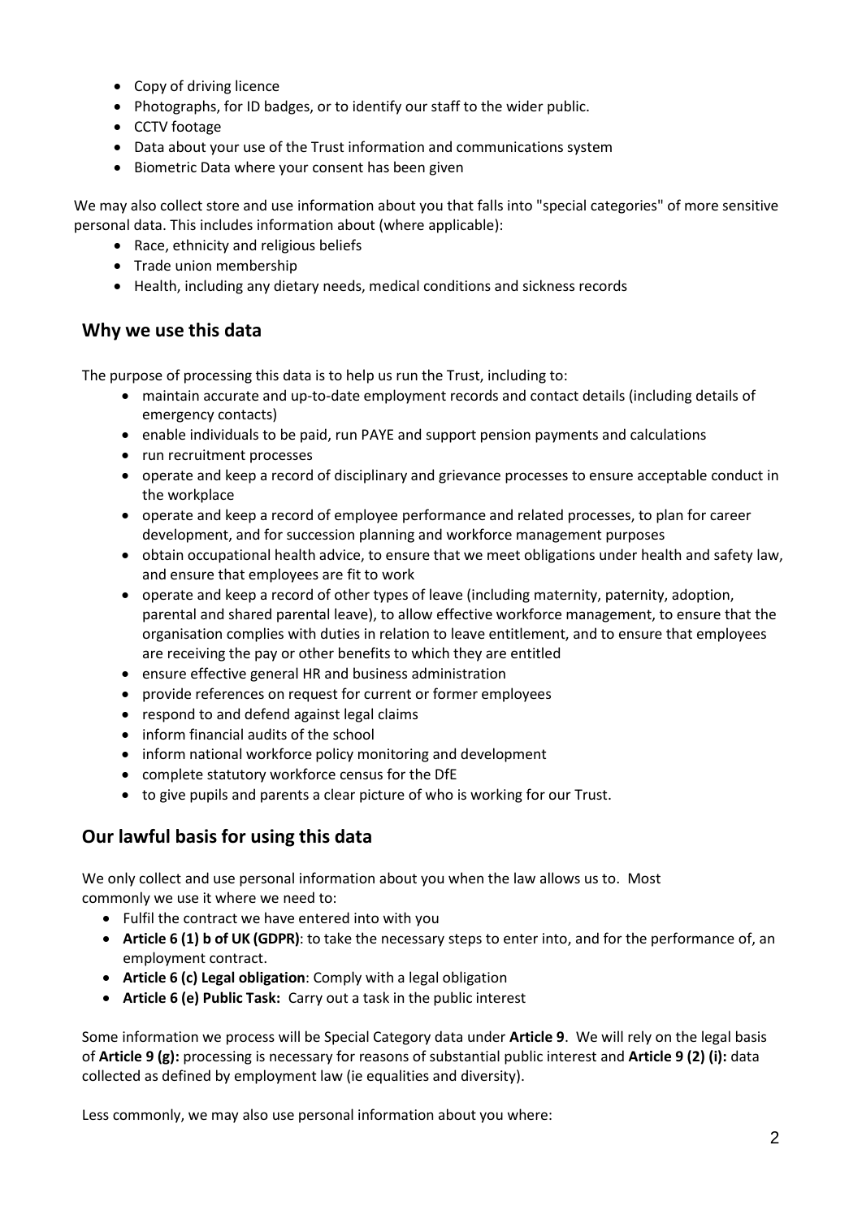- Copy of driving licence
- Photographs, for ID badges, or to identify our staff to the wider public.
- CCTV footage
- Data about your use of the Trust information and communications system
- Biometric Data where your consent has been given

We may also collect store and use information about you that falls into "special categories" of more sensitive personal data. This includes information about (where applicable):

- Race, ethnicity and religious beliefs
- Trade union membership
- Health, including any dietary needs, medical conditions and sickness records

## Why we use this data

The purpose of processing this data is to help us run the Trust, including to:

- maintain accurate and up-to-date employment records and contact details (including details of emergency contacts)
- enable individuals to be paid, run PAYE and support pension payments and calculations
- run recruitment processes
- operate and keep a record of disciplinary and grievance processes to ensure acceptable conduct in the workplace
- operate and keep a record of employee performance and related processes, to plan for career development, and for succession planning and workforce management purposes
- obtain occupational health advice, to ensure that we meet obligations under health and safety law, and ensure that employees are fit to work
- operate and keep a record of other types of leave (including maternity, paternity, adoption, parental and shared parental leave), to allow effective workforce management, to ensure that the organisation complies with duties in relation to leave entitlement, and to ensure that employees are receiving the pay or other benefits to which they are entitled
- ensure effective general HR and business administration
- provide references on request for current or former employees
- respond to and defend against legal claims
- inform financial audits of the school
- inform national workforce policy monitoring and development
- complete statutory workforce census for the DfE
- to give pupils and parents a clear picture of who is working for our Trust.

## Our lawful basis for using this data

We only collect and use personal information about you when the law allows us to. Most commonly we use it where we need to:

- Fulfil the contract we have entered into with you
- **Article 6 (1) b of UK (GDPR)**: to take the necessary steps to enter into, and for the performance of, an employment contract.
- **Article 6 (c) Legal obligation**: Comply with a legal obligation
- **Article 6 (e) Public Task:** Carry out a task in the public interest

Some information we process will be Special Category data under **Article 9**. We will rely on the legal basis of **Article 9 (g):** processing is necessary for reasons of substantial public interest and **Article 9 (2) (i):** data collected as defined by employment law (ie equalities and diversity).

Less commonly, we may also use personal information about you where: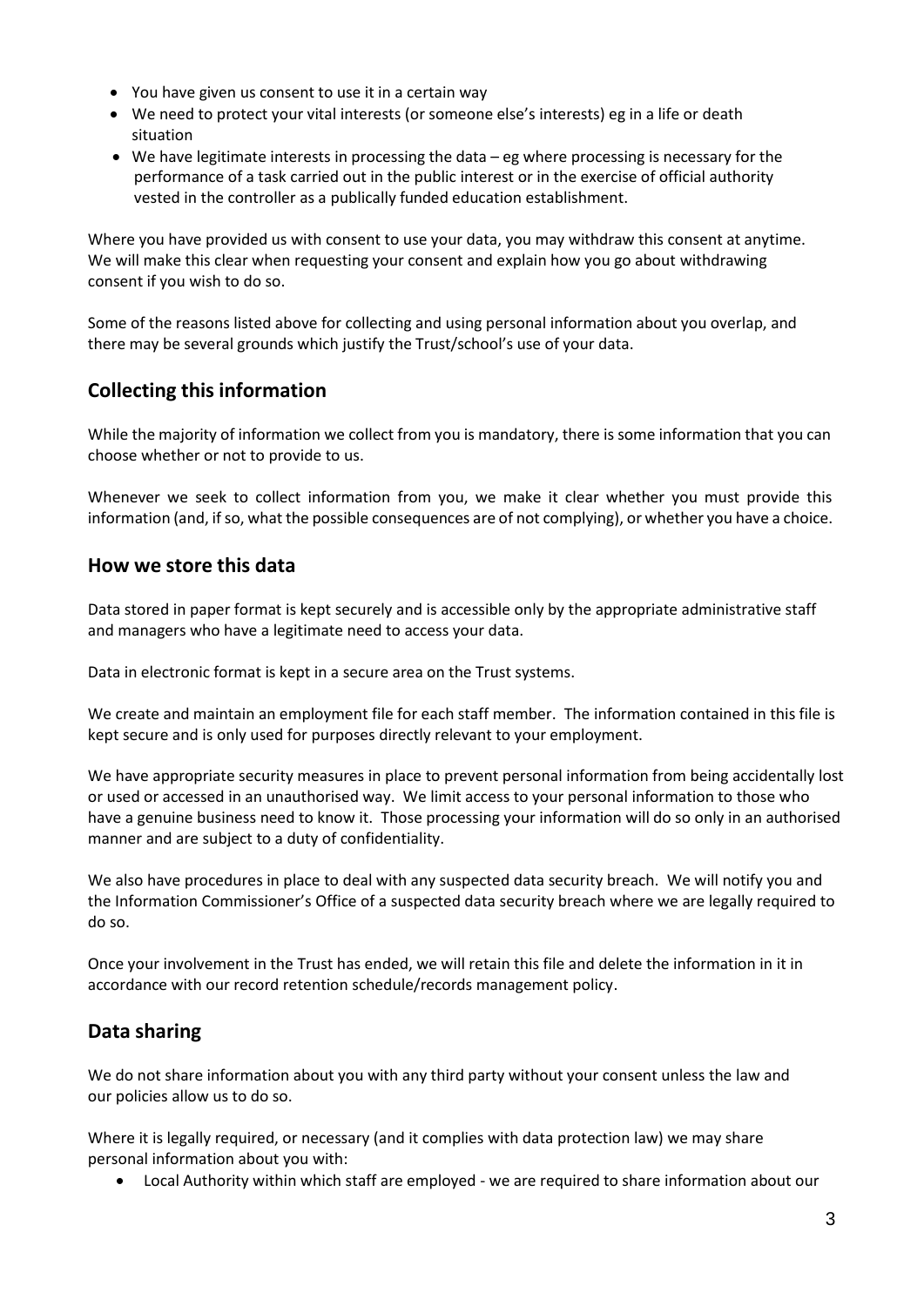- You have given us consent to use it in a certain way
- We need to protect your vital interests (or someone else's interests) eg in a life or death situation
- We have legitimate interests in processing the data – eg where processing is necessary for the performance of a task carried out in the public interest or in the exercise of official authority vested in the controller as a publically funded education establishment.

Where you have provided us with consent to use your data, you may withdraw this consent at anytime. We will make this clear when requesting your consent and explain how you go about withdrawing consent if you wish to do so.

Some of the reasons listed above for collecting and using personal information about you overlap, and there may be several grounds which justify the Trust/school's use of your data.

## Collecting this information

While the majority of information we collect from you is mandatory, there is some information that you can choose whether or not to provide to us.

Whenever we seek to collect information from you, we make it clear whether you must provide this information (and, if so, what the possible consequences are of not complying), or whether you have a choice.

## How we store this data

Data stored in paper format is kept securely and is accessible only by the appropriate administrative staff and managers who have a legitimate need to access your data.

Data in electronic format is kept in a secure area on the Trust systems.

We create and maintain an employment file for each staff member. The information contained in this file is kept secure and is only used for purposes directly relevant to your employment.

We have appropriate security measures in place to prevent personal information from being accidentally lost or used or accessed in an unauthorised way. We limit access to your personal information to those who have a genuine business need to know it. Those processing your information will do so only in an authorised manner and are subject to a duty of confidentiality.

We also have procedures in place to deal with any suspected data security breach. We will notify you and the Information Commissioner's Office of a suspected data security breach where we are legally required to do so.

Once your involvement in the Trust has ended, we will retain this file and delete the information in it in accordance with our record retention schedule/records management policy.

## Data sharing

We do not share information about you with any third party without your consent unless the law and our policies allow us to do so.

Where it is legally required, or necessary (and it complies with data protection law) we may share personal information about you with:

- Local Authority within which staff are employed - we are required to share information about our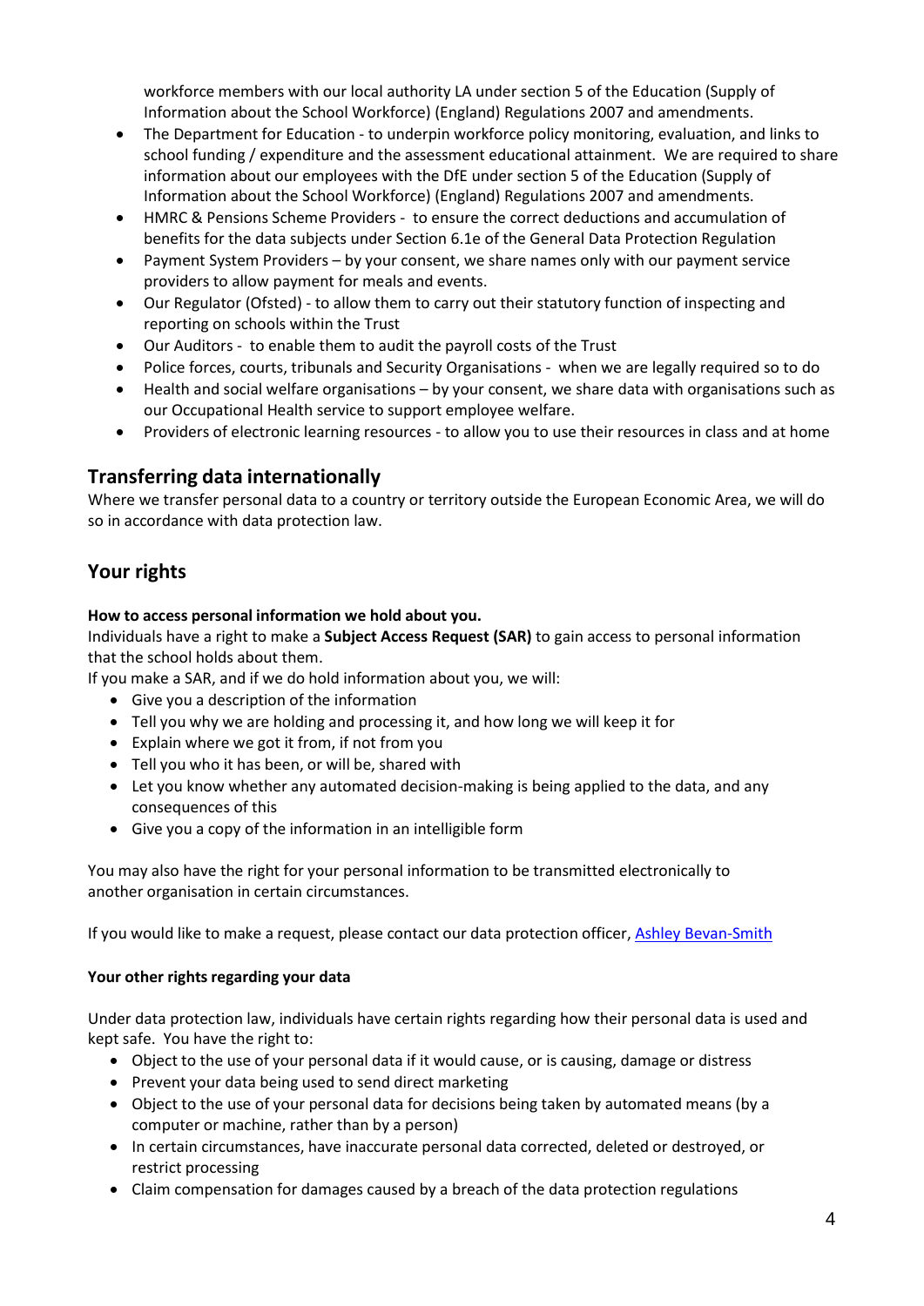workforce members with our local authority LA under section 5 of the Education (Supply of Information about the School Workforce) (England) Regulations 2007 and amendments.

- The Department for Education - to underpin workforce policy monitoring, evaluation, and links to school funding / expenditure and the assessment educational attainment. We are required to share information about our employees with the DfE under section 5 of the Education (Supply of Information about the School Workforce) (England) Regulations 2007 and amendments.
- HMRC & Pensions Scheme Providers - to ensure the correct deductions and accumulation of benefits for the data subjects under Section 6.1e of the General Data Protection Regulation
- Payment System Providers – by your consent, we share names only with our payment service providers to allow payment for meals and events.
- Our Regulator (Ofsted) - to allow them to carry out their statutory function of inspecting and reporting on schools within the Trust
- Our Auditors - to enable them to audit the payroll costs of the Trust
- Police forces, courts, tribunals and Security Organisations - when we are legally required so to do
- Health and social welfare organisations – by your consent, we share data with organisations such as our Occupational Health service to support employee welfare.
- Providers of electronic learning resources - to allow you to use their resources in class and at home

## Transferring data internationally

Where we transfer personal data to a country or territory outside the European Economic Area, we will do so in accordance with data protection law.

## Your rights

**How to access personal information we hold about you.**

Individuals have a right to make a **Subject Access Request (SAR)** to gain access to personal information that the school holds about them.

If you make a SAR, and if we do hold information about you, we will:

- Give you a description of the information
- Tell you why we are holding and processing it, and how long we will keep it for
- Explain where we got it from, if not from you
- Tell you who it has been, or will be, shared with
- Let you know whether any automated decision-making is being applied to the data, and any consequences of this
- Give you a copy of the information in an intelligible form

You may also have the right for your personal information to be transmitted electronically to another organisation in certain circumstances.

If you would like to make a request, please contact our data protection officer, Ashley Bevan-Smith

**Your other rights regarding your data**

Under data protection law, individuals have certain rights regarding how their personal data is used and kept safe. You have the right to:

- Object to the use of your personal data if it would cause, or is causing, damage or distress
- Prevent your data being used to send direct marketing
- Object to the use of your personal data for decisions being taken by automated means (by a computer or machine, rather than by a person)
- In certain circumstances, have inaccurate personal data corrected, deleted or destroyed, or restrict processing
- Claim compensation for damages caused by a breach of the data protection regulations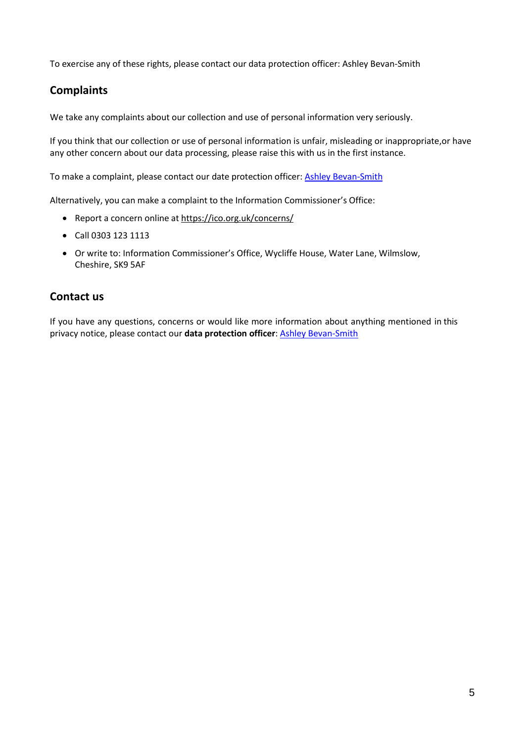To exercise any of these rights, please contact our data protection officer: Ashley Bevan-Smith

## Complaints

We take any complaints about our collection and use of personal information very seriously.

If you think that our collection or use of personal information is unfair, misleading or inappropriate,or have any other concern about our data processing, please raise this with us in the first instance.

To make a complaint, please contact our date protection officer: Ashley Bevan-Smith

Alternatively, you can make a complaint to the Information Commissioner's Office:

- Report a concern online at https://ico.org.uk/concerns/
- Call 0303 123 1113
- Or write to: Information Commissioner's Office, Wycliffe House, Water Lane, Wilmslow, Cheshire, SK9 5AF

## Contact us

If you have any questions, concerns or would like more information about anything mentioned in this privacy notice, please contact our **data protection officer**: Ashley Bevan-Smith